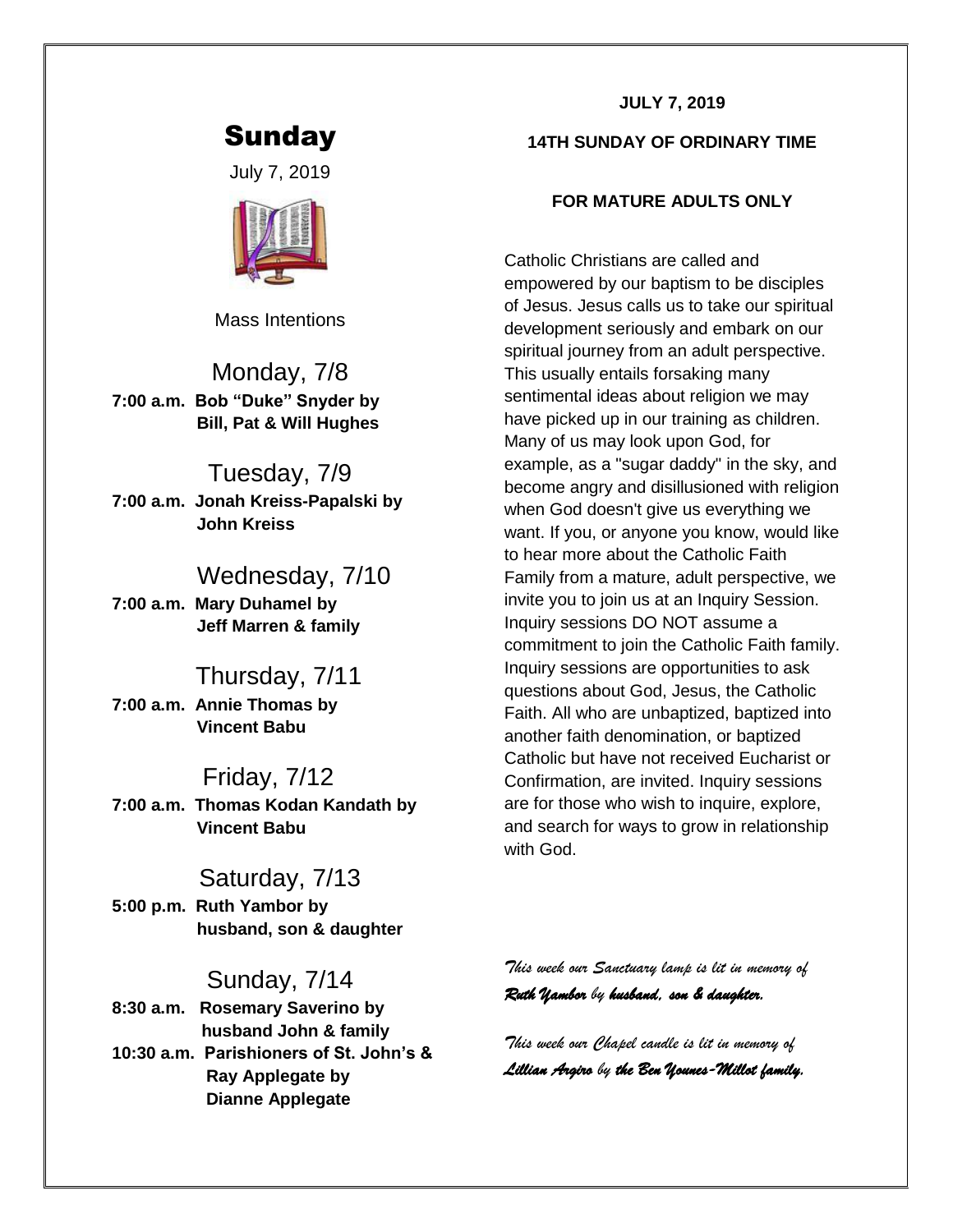# Sunday

July 7, 2019

Mass Intentions

## Monday, 7/8

**7:00 a.m. Bob "Duke" Snyder by Bill, Pat & Will Hughes**

## Tuesday, 7/9

**7:00 a.m. Jonah Kreiss-Papalski by John Kreiss**

## Wednesday, 7/10

**7:00 a.m. Mary Duhamel by Jeff Marren & family**

## Thursday, 7/11

**7:00 a.m. Annie Thomas by Vincent Babu**

## Friday, 7/12

**7:00 a.m. Thomas Kodan Kandath by Vincent Babu**

## Saturday, 7/13

**5:00 p.m. Ruth Yambor by husband, son & daughter**

## Sunday, 7/14

**8:30 a.m. Rosemary Saverino by husband John & family**

**10:30 a.m. Parishioners of St. John's & Ray Applegate by Dianne Applegate**

**JULY 7, 2019**

**14TH SUNDAY OF ORDINARY TIME**

**FOR MATURE ADULTS ONLY**

Catholic Christians are called and empowered by our baptism to be disciples of Jesus. Jesus calls us to take our spiritual development seriously and embark on our spiritual journey from an adult perspective. This usually entails forsaking many sentimental ideas about religion we may have picked up in our training as children. Many of us may look upon God, for example, as a "sugar daddy" in the sky, and become angry and disillusioned with religion when God doesn't give us everything we want. If you, or anyone you know, would like to hear more about the Catholic Faith Family from a mature, adult perspective, we invite you to join us at an Inquiry Session. Inquiry sessions DO NOT assume a commitment to join the Catholic Faith family. Inquiry sessions are opportunities to ask questions about God, Jesus, the Catholic Faith. All who are unbaptized, baptized into another faith denomination, or baptized Catholic but have not received Eucharist or Confirmation, are invited. Inquiry sessions are for those who wish to inquire, explore, and search for ways to grow in relationship with God.

*This week our Sanctuary lamp is lit in memory of **Ruth Yambor** by **husband, son & daughter.***

*This week our Chapel candle is lit in memory of **Lillian Argiro** by **the Ben Younes-Millot family.***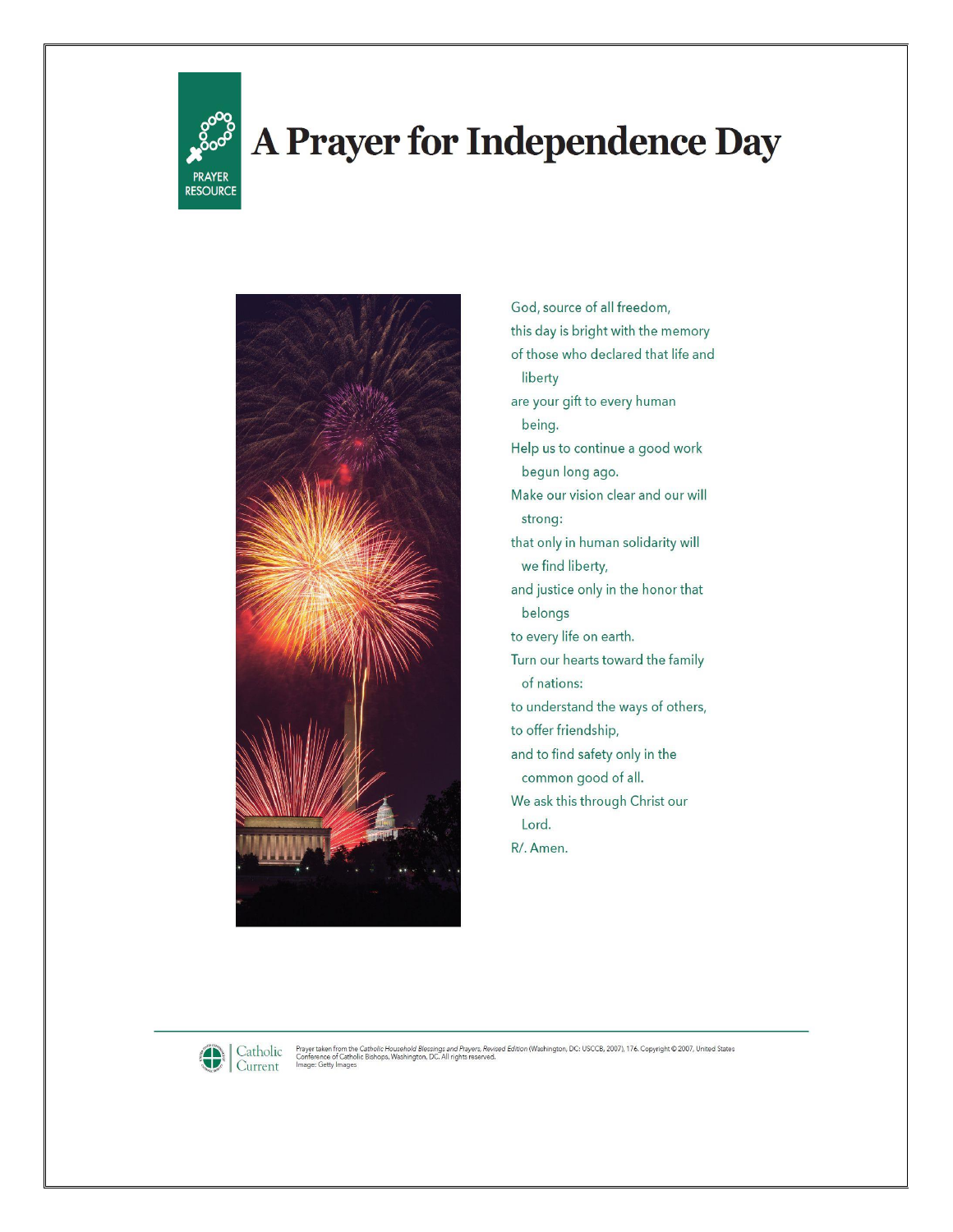PRAYER RESOURCE

# A Prayer for Independence Day

God, source of all freedom,
this day is bright with the memory
of those who declared that life and liberty
are your gift to every human being.
Help us to continue a good work begun long ago.
Make our vision clear and our will strong:
that only in human solidarity will we find liberty,
and justice only in the honor that belongs
to every life on earth.
Turn our hearts toward the family of nations:
to understand the ways of others,
to offer friendship,
and to find safety only in the common good of all.
We ask this through Christ our Lord.
R/. Amen.

---

Catholic Current

Prayer taken from the *Catholic Household Blessings and Prayers, Revised Edition* (Washington, DC: USCCB, 2007), 176. Copyright © 2007, United States Conference of Catholic Bishops, Washington, DC. All rights reserved.
Image: Getty Images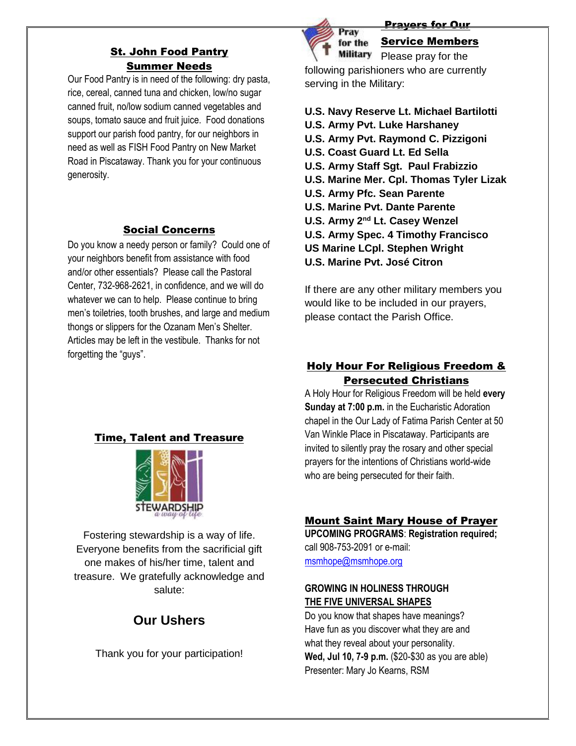## St. John Food Pantry Summer Needs

Our Food Pantry is in need of the following: dry pasta, rice, cereal, canned tuna and chicken, low/no sugar canned fruit, no/low sodium canned vegetables and soups, tomato sauce and fruit juice. Food donations support our parish food pantry, for our neighbors in need as well as FISH Food Pantry on New Market Road in Piscataway. Thank you for your continuous generosity.

## Social Concerns

Do you know a needy person or family? Could one of your neighbors benefit from assistance with food and/or other essentials? Please call the Pastoral Center, 732-968-2621, in confidence, and we will do whatever we can to help. Please continue to bring men's toiletries, tooth brushes, and large and medium thongs or slippers for the Ozanam Men's Shelter. Articles may be left in the vestibule. Thanks for not forgetting the "guys".

## Time, Talent and Treasure

STEWARDSHIP *a way of life*

Fostering stewardship is a way of life. Everyone benefits from the sacrificial gift one makes of his/her time, talent and treasure. We gratefully acknowledge and salute:

## Our Ushers

Thank you for your participation!

## Prayers for Our Service Members

Pray for the Military

Please pray for the following parishioners who are currently serving in the Military:

**U.S. Navy Reserve Lt. Michael Bartilotti**
**U.S. Army Pvt. Luke Harshaney**
**U.S. Army Pvt. Raymond C. Pizzigoni**
**U.S. Coast Guard Lt. Ed Sella**
**U.S. Army Staff Sgt. Paul Frabizzio**
**U.S. Marine Mer. Cpl. Thomas Tyler Lizak**
**U.S. Army Pfc. Sean Parente**
**U.S. Marine Pvt. Dante Parente**
**U.S. Army 2nd Lt. Casey Wenzel**
**U.S. Army Spec. 4 Timothy Francisco**
**US Marine LCpl. Stephen Wright**
**U.S. Marine Pvt. José Citron**

If there are any other military members you would like to be included in our prayers, please contact the Parish Office.

## Holy Hour For Religious Freedom & Persecuted Christians

A Holy Hour for Religious Freedom will be held **every Sunday at 7:00 p.m.** in the Eucharistic Adoration chapel in the Our Lady of Fatima Parish Center at 50 Van Winkle Place in Piscataway. Participants are invited to silently pray the rosary and other special prayers for the intentions of Christians world-wide who are being persecuted for their faith.

## Mount Saint Mary House of Prayer

**UPCOMING PROGRAMS**: **Registration required;** call 908-753-2091 or e-mail: msmhope@msmhope.org

**GROWING IN HOLINESS THROUGH THE FIVE UNIVERSAL SHAPES**

Do you know that shapes have meanings? Have fun as you discover what they are and what they reveal about your personality.
**Wed, Jul 10, 7-9 p.m.** ($20-$30 as you are able)
Presenter: Mary Jo Kearns, RSM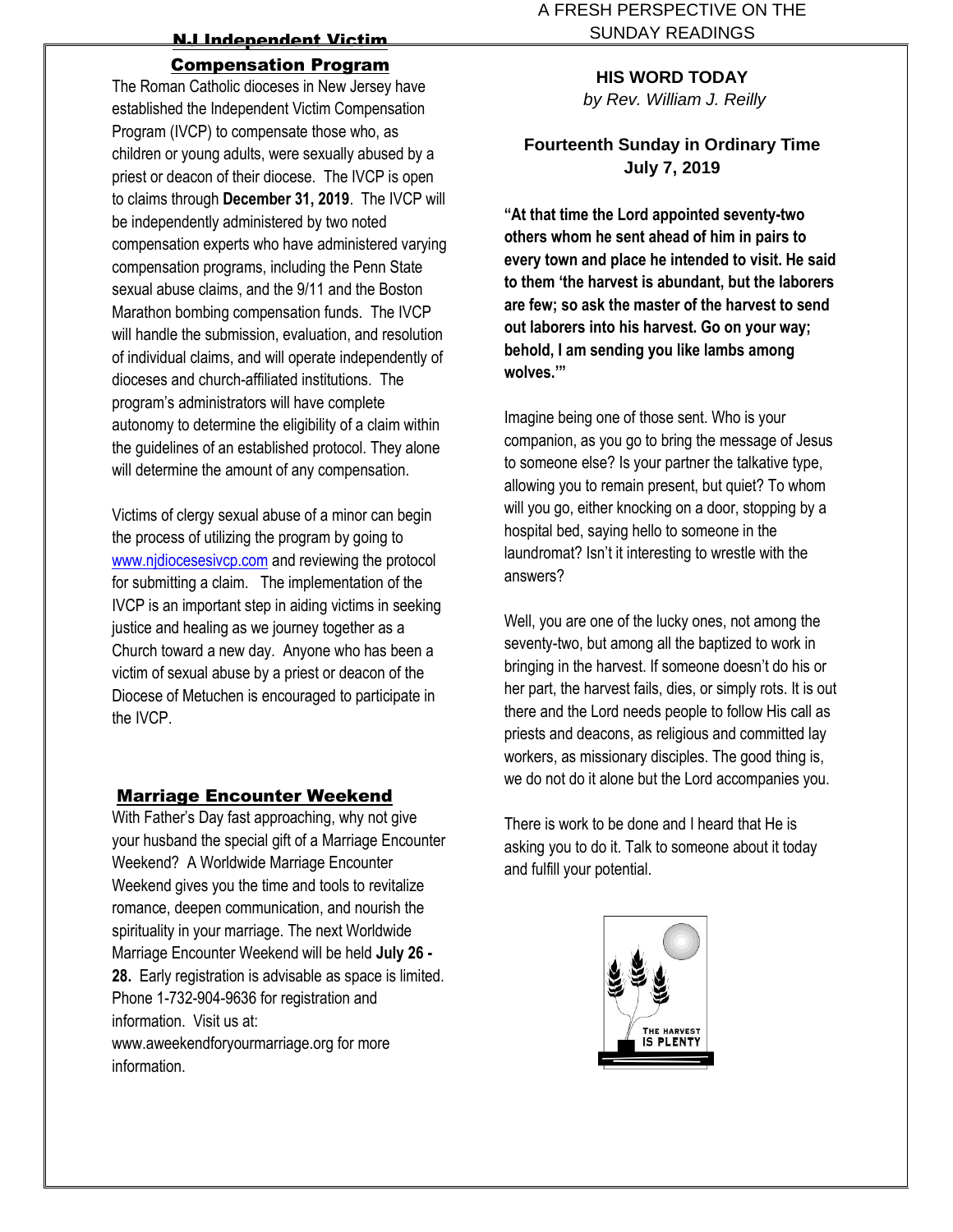## NJ Independent Victim Compensation Program

The Roman Catholic dioceses in New Jersey have established the Independent Victim Compensation Program (IVCP) to compensate those who, as children or young adults, were sexually abused by a priest or deacon of their diocese. The IVCP is open to claims through **December 31, 2019**. The IVCP will be independently administered by two noted compensation experts who have administered varying compensation programs, including the Penn State sexual abuse claims, and the 9/11 and the Boston Marathon bombing compensation funds. The IVCP will handle the submission, evaluation, and resolution of individual claims, and will operate independently of dioceses and church-affiliated institutions. The program's administrators will have complete autonomy to determine the eligibility of a claim within the guidelines of an established protocol. They alone will determine the amount of any compensation.

Victims of clergy sexual abuse of a minor can begin the process of utilizing the program by going to www.njdiocesesivcp.com and reviewing the protocol for submitting a claim. The implementation of the IVCP is an important step in aiding victims in seeking justice and healing as we journey together as a Church toward a new day. Anyone who has been a victim of sexual abuse by a priest or deacon of the Diocese of Metuchen is encouraged to participate in the IVCP.

## Marriage Encounter Weekend

With Father's Day fast approaching, why not give your husband the special gift of a Marriage Encounter Weekend? A Worldwide Marriage Encounter Weekend gives you the time and tools to revitalize romance, deepen communication, and nourish the spirituality in your marriage. The next Worldwide Marriage Encounter Weekend will be held **July 26 - 28.** Early registration is advisable as space is limited. Phone 1-732-904-9636 for registration and information. Visit us at: www.aweekendforyourmarriage.org for more information.

A FRESH PERSPECTIVE ON THE SUNDAY READINGS

## HIS WORD TODAY

*by Rev. William J. Reilly*

### Fourteenth Sunday in Ordinary Time
### July 7, 2019

**"At that time the Lord appointed seventy-two others whom he sent ahead of him in pairs to every town and place he intended to visit. He said to them 'the harvest is abundant, but the laborers are few; so ask the master of the harvest to send out laborers into his harvest. Go on your way; behold, I am sending you like lambs among wolves.'"**

Imagine being one of those sent. Who is your companion, as you go to bring the message of Jesus to someone else? Is your partner the talkative type, allowing you to remain present, but quiet? To whom will you go, either knocking on a door, stopping by a hospital bed, saying hello to someone in the laundromat? Isn't it interesting to wrestle with the answers?

Well, you are one of the lucky ones, not among the seventy-two, but among all the baptized to work in bringing in the harvest. If someone doesn't do his or her part, the harvest fails, dies, or simply rots. It is out there and the Lord needs people to follow His call as priests and deacons, as religious and committed lay workers, as missionary disciples. The good thing is, we do not do it alone but the Lord accompanies you.

There is work to be done and I heard that He is asking you to do it. Talk to someone about it today and fulfill your potential.

THE HARVEST IS PLENTY